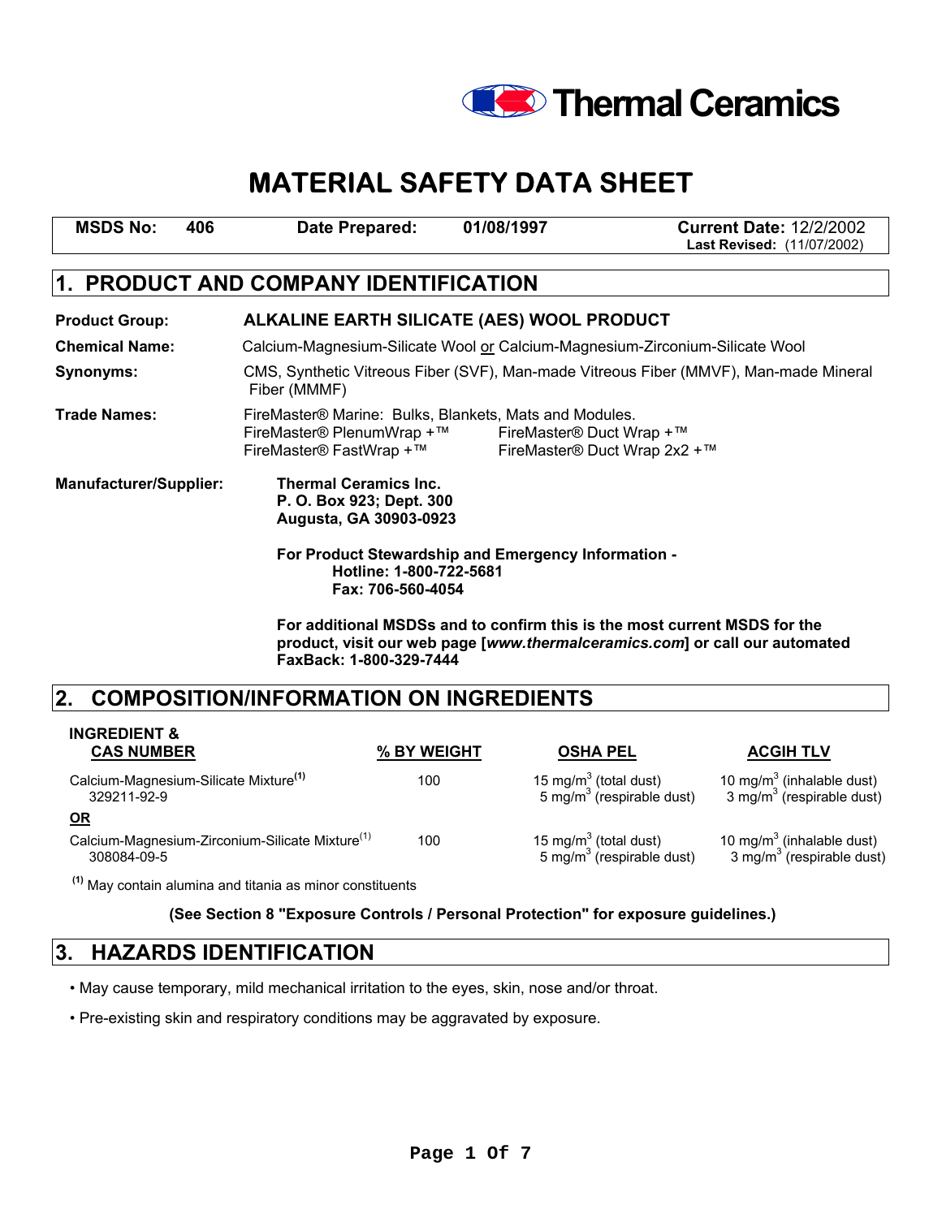Thermal Ceramics

# MATERIAL SAFETY DATA SHEET

| MSDS No: 406 | Date Prepared: 01/08/1997 | Current Date: 12/2/2002 Last Revised: (11/07/2002) |
|---|---|---|

## 1. PRODUCT AND COMPANY IDENTIFICATION

**Product Group:** **ALKALINE EARTH SILICATE (AES) WOOL PRODUCT**

**Chemical Name:** Calcium-Magnesium-Silicate Wool or Calcium-Magnesium-Zirconium-Silicate Wool

**Synonyms:** CMS, Synthetic Vitreous Fiber (SVF), Man-made Vitreous Fiber (MMVF), Man-made Mineral Fiber (MMMF)

**Trade Names:** FireMaster® Marine: Bulks, Blankets, Mats and Modules.
FireMaster® PlenumWrap +™
FireMaster® Duct Wrap +™
FireMaster® FastWrap +™
FireMaster® Duct Wrap 2x2 +™

**Manufacturer/Supplier:**
**Thermal Ceramics Inc.**
**P. O. Box 923; Dept. 300**
**Augusta, GA 30903-0923**

**For Product Stewardship and Emergency Information -**
**Hotline: 1-800-722-5681**
**Fax: 706-560-4054**

**For additional MSDSs and to confirm this is the most current MSDS for the product, visit our web page [*www.thermalceramics.com*] or call our automated FaxBack: 1-800-329-7444**

## 2. COMPOSITION/INFORMATION ON INGREDIENTS

| INGREDIENT & CAS NUMBER | % BY WEIGHT | OSHA PEL | ACGIH TLV |
|---|---|---|---|
| Calcium-Magnesium-Silicate Mixture[1] 329211-92-9 | 100 | 15 mg/m$^3$ (total dust) 5 mg/m$^3$ (respirable dust) | 10 mg/m$^3$ (inhalable dust) 3 mg/m$^3$ (respirable dust) |
| **OR** | | | |
| Calcium-Magnesium-Zirconium-Silicate Mixture[1] 308084-09-5 | 100 | 15 mg/m$^3$ (total dust) 5 mg/m$^3$ (respirable dust) | 10 mg/m$^3$ (inhalable dust) 3 mg/m$^3$ (respirable dust) |

[1] May contain alumina and titania as minor constituents

**(See Section 8 "Exposure Controls / Personal Protection" for exposure guidelines.)**

## 3. HAZARDS IDENTIFICATION

- May cause temporary, mild mechanical irritation to the eyes, skin, nose and/or throat.
- Pre-existing skin and respiratory conditions may be aggravated by exposure.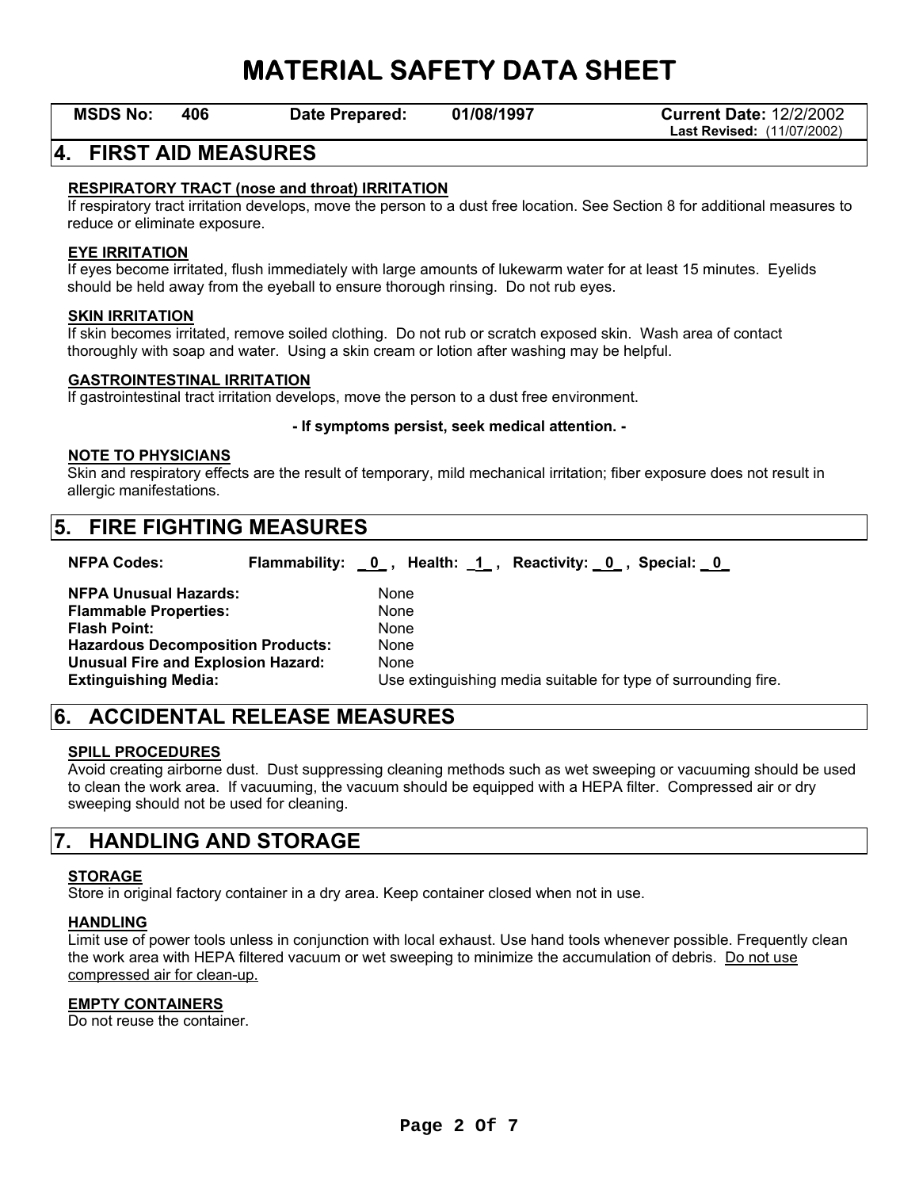# MATERIAL SAFETY DATA SHEET

| MSDS No: 406 | Date Prepared: 01/08/1997 | Current Date: 12/2/2002 Last Revised: (11/07/2002) |
|---|---|---|

## 4. FIRST AID MEASURES

**RESPIRATORY TRACT (nose and throat) IRRITATION**
If respiratory tract irritation develops, move the person to a dust free location. See Section 8 for additional measures to reduce or eliminate exposure.

**EYE IRRITATION**
If eyes become irritated, flush immediately with large amounts of lukewarm water for at least 15 minutes. Eyelids should be held away from the eyeball to ensure thorough rinsing. Do not rub eyes.

**SKIN IRRITATION**
If skin becomes irritated, remove soiled clothing. Do not rub or scratch exposed skin. Wash area of contact thoroughly with soap and water. Using a skin cream or lotion after washing may be helpful.

**GASTROINTESTINAL IRRITATION**
If gastrointestinal tract irritation develops, move the person to a dust free environment.

**- If symptoms persist, seek medical attention. -**

**NOTE TO PHYSICIANS**
Skin and respiratory effects are the result of temporary, mild mechanical irritation; fiber exposure does not result in allergic manifestations.

## 5. FIRE FIGHTING MEASURES

**NFPA Codes:** **Flammability: 0 , Health: 1 , Reactivity: 0 , Special: 0**

| | |
|---|---|
| **NFPA Unusual Hazards:** | None |
| **Flammable Properties:** | None |
| **Flash Point:** | None |
| **Hazardous Decomposition Products:** | None |
| **Unusual Fire and Explosion Hazard:** | None |
| **Extinguishing Media:** | Use extinguishing media suitable for type of surrounding fire. |

## 6. ACCIDENTAL RELEASE MEASURES

**SPILL PROCEDURES**
Avoid creating airborne dust. Dust suppressing cleaning methods such as wet sweeping or vacuuming should be used to clean the work area. If vacuuming, the vacuum should be equipped with a HEPA filter. Compressed air or dry sweeping should not be used for cleaning.

## 7. HANDLING AND STORAGE

**STORAGE**
Store in original factory container in a dry area. Keep container closed when not in use.

**HANDLING**
Limit use of power tools unless in conjunction with local exhaust. Use hand tools whenever possible. Frequently clean the work area with HEPA filtered vacuum or wet sweeping to minimize the accumulation of debris. Do not use compressed air for clean-up.

**EMPTY CONTAINERS**
Do not reuse the container.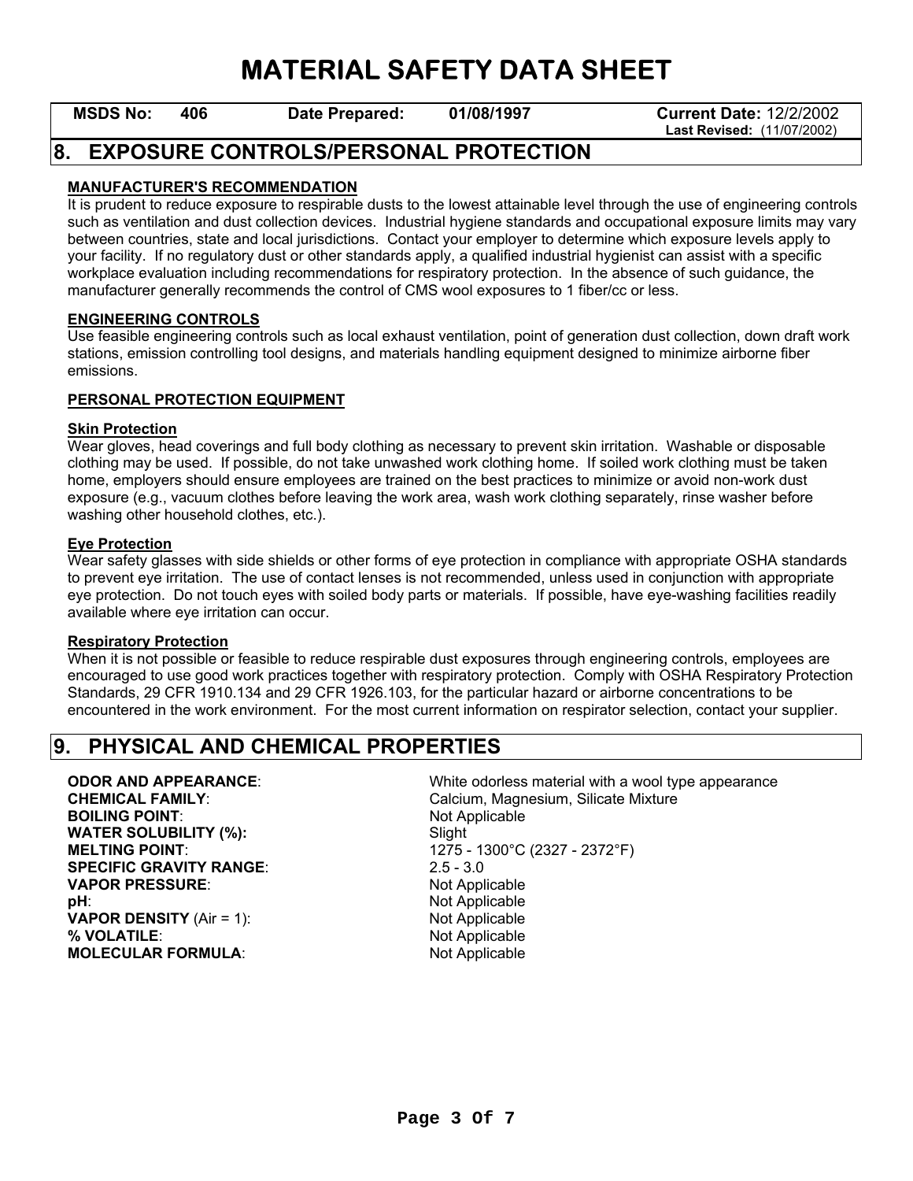# MATERIAL SAFETY DATA SHEET

**MSDS No:** 406 **Date Prepared:** 01/08/1997 **Current Date:** 12/2/2002
**Last Revised:** (11/07/2002)

## 8. EXPOSURE CONTROLS/PERSONAL PROTECTION

### MANUFACTURER'S RECOMMENDATION

It is prudent to reduce exposure to respirable dusts to the lowest attainable level through the use of engineering controls such as ventilation and dust collection devices. Industrial hygiene standards and occupational exposure limits may vary between countries, state and local jurisdictions. Contact your employer to determine which exposure levels apply to your facility. If no regulatory dust or other standards apply, a qualified industrial hygienist can assist with a specific workplace evaluation including recommendations for respiratory protection. In the absence of such guidance, the manufacturer generally recommends the control of CMS wool exposures to 1 fiber/cc or less.

### ENGINEERING CONTROLS

Use feasible engineering controls such as local exhaust ventilation, point of generation dust collection, down draft work stations, emission controlling tool designs, and materials handling equipment designed to minimize airborne fiber emissions.

### PERSONAL PROTECTION EQUIPMENT

#### Skin Protection

Wear gloves, head coverings and full body clothing as necessary to prevent skin irritation. Washable or disposable clothing may be used. If possible, do not take unwashed work clothing home. If soiled work clothing must be taken home, employers should ensure employees are trained on the best practices to minimize or avoid non-work dust exposure (e.g., vacuum clothes before leaving the work area, wash work clothing separately, rinse washer before washing other household clothes, etc.).

#### Eye Protection

Wear safety glasses with side shields or other forms of eye protection in compliance with appropriate OSHA standards to prevent eye irritation. The use of contact lenses is not recommended, unless used in conjunction with appropriate eye protection. Do not touch eyes with soiled body parts or materials. If possible, have eye-washing facilities readily available where eye irritation can occur.

#### Respiratory Protection

When it is not possible or feasible to reduce respirable dust exposures through engineering controls, employees are encouraged to use good work practices together with respiratory protection. Comply with OSHA Respiratory Protection Standards, 29 CFR 1910.134 and 29 CFR 1926.103, for the particular hazard or airborne concentrations to be encountered in the work environment. For the most current information on respirator selection, contact your supplier.

## 9. PHYSICAL AND CHEMICAL PROPERTIES

| | |
|---|---|
| **ODOR AND APPEARANCE**: | White odorless material with a wool type appearance |
| **CHEMICAL FAMILY**: | Calcium, Magnesium, Silicate Mixture |
| **BOILING POINT**: | Not Applicable |
| **WATER SOLUBILITY (%):** | Slight |
| **MELTING POINT**: | 1275 - 1300°C (2327 - 2372°F) |
| **SPECIFIC GRAVITY RANGE**: | 2.5 - 3.0 |
| **VAPOR PRESSURE**: | Not Applicable |
| **pH**: | Not Applicable |
| **VAPOR DENSITY** (Air = 1): | Not Applicable |
| **% VOLATILE**: | Not Applicable |
| **MOLECULAR FORMULA**: | Not Applicable |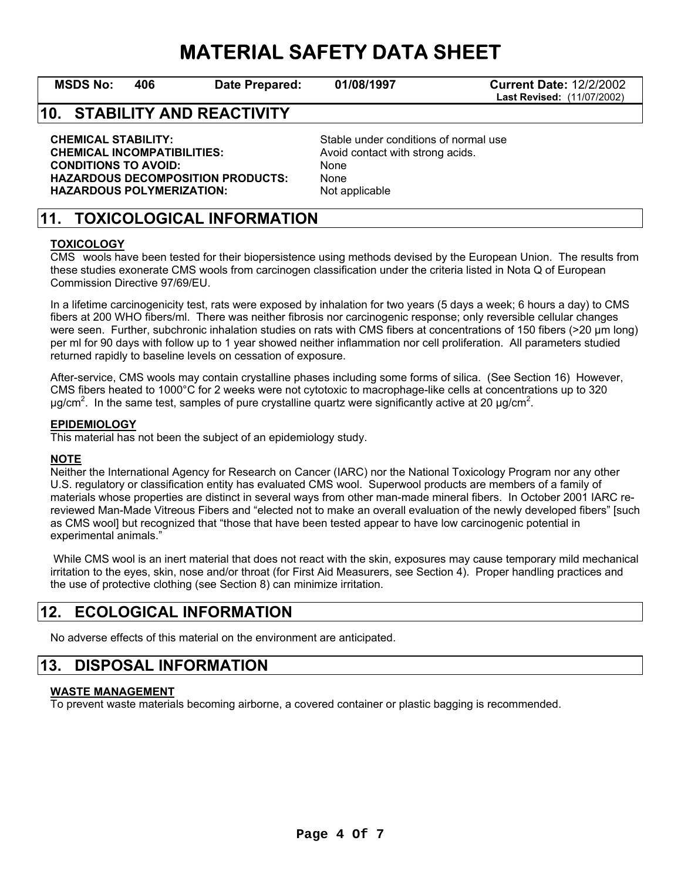# MATERIAL SAFETY DATA SHEET

**MSDS No: 406** | **Date Prepared: 01/08/1997** | **Current Date:** 12/2/2002 **Last Revised:** (11/07/2002)

## 10. STABILITY AND REACTIVITY

**CHEMICAL STABILITY:** Stable under conditions of normal use
**CHEMICAL INCOMPATIBILITIES:** Avoid contact with strong acids.
**CONDITIONS TO AVOID:** None
**HAZARDOUS DECOMPOSITION PRODUCTS:** None
**HAZARDOUS POLYMERIZATION:** Not applicable

## 11. TOXICOLOGICAL INFORMATION

### TOXICOLOGY

CMS wools have been tested for their biopersistence using methods devised by the European Union. The results from these studies exonerate CMS wools from carcinogen classification under the criteria listed in Nota Q of European Commission Directive 97/69/EU.

In a lifetime carcinogenicity test, rats were exposed by inhalation for two years (5 days a week; 6 hours a day) to CMS fibers at 200 WHO fibers/ml. There was neither fibrosis nor carcinogenic response; only reversible cellular changes were seen. Further, subchronic inhalation studies on rats with CMS fibers at concentrations of 150 fibers (>20 µm long) per ml for 90 days with follow up to 1 year showed neither inflammation nor cell proliferation. All parameters studied returned rapidly to baseline levels on cessation of exposure.

After-service, CMS wools may contain crystalline phases including some forms of silica. (See Section 16) However, CMS fibers heated to 1000°C for 2 weeks were not cytotoxic to macrophage-like cells at concentrations up to 320 µg/cm$^2$. In the same test, samples of pure crystalline quartz were significantly active at 20 µg/cm$^2$.

### EPIDEMIOLOGY

This material has not been the subject of an epidemiology study.

### NOTE

Neither the International Agency for Research on Cancer (IARC) nor the National Toxicology Program nor any other U.S. regulatory or classification entity has evaluated CMS wool. Superwool products are members of a family of materials whose properties are distinct in several ways from other man-made mineral fibers. In October 2001 IARC re-reviewed Man-Made Vitreous Fibers and "elected not to make an overall evaluation of the newly developed fibers" [such as CMS wool] but recognized that "those that have been tested appear to have low carcinogenic potential in experimental animals."

While CMS wool is an inert material that does not react with the skin, exposures may cause temporary mild mechanical irritation to the eyes, skin, nose and/or throat (for First Aid Measurers, see Section 4). Proper handling practices and the use of protective clothing (see Section 8) can minimize irritation.

## 12. ECOLOGICAL INFORMATION

No adverse effects of this material on the environment are anticipated.

## 13. DISPOSAL INFORMATION

### WASTE MANAGEMENT

To prevent waste materials becoming airborne, a covered container or plastic bagging is recommended.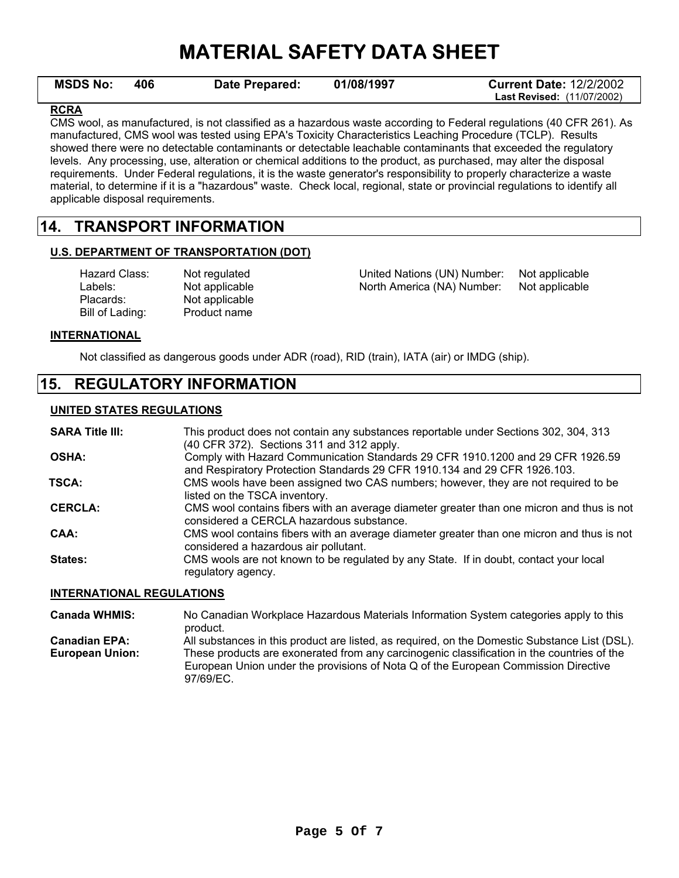# MATERIAL SAFETY DATA SHEET

| MSDS No: 406 | Date Prepared: 01/08/1997 | Current Date: 12/2/2002 Last Revised: (11/07/2002) |
|---|---|---|

**RCRA**

CMS wool, as manufactured, is not classified as a hazardous waste according to Federal regulations (40 CFR 261). As manufactured, CMS wool was tested using EPA's Toxicity Characteristics Leaching Procedure (TCLP). Results showed there were no detectable contaminants or detectable leachable contaminants that exceeded the regulatory levels. Any processing, use, alteration or chemical additions to the product, as purchased, may alter the disposal requirements. Under Federal regulations, it is the waste generator's responsibility to properly characterize a waste material, to determine if it is a "hazardous" waste. Check local, regional, state or provincial regulations to identify all applicable disposal requirements.

## 14. TRANSPORT INFORMATION

**U.S. DEPARTMENT OF TRANSPORTATION (DOT)**

| | | | |
|---|---|---|---|
| Hazard Class: | Not regulated | United Nations (UN) Number: | Not applicable |
| Labels: | Not applicable | North America (NA) Number: | Not applicable |
| Placards: | Not applicable | | |
| Bill of Lading: | Product name | | |

**INTERNATIONAL**

Not classified as dangerous goods under ADR (road), RID (train), IATA (air) or IMDG (ship).

## 15. REGULATORY INFORMATION

**UNITED STATES REGULATIONS**

**SARA Title III:** This product does not contain any substances reportable under Sections 302, 304, 313 (40 CFR 372). Sections 311 and 312 apply.

**OSHA:** Comply with Hazard Communication Standards 29 CFR 1910.1200 and 29 CFR 1926.59 and Respiratory Protection Standards 29 CFR 1910.134 and 29 CFR 1926.103.

**TSCA:** CMS wools have been assigned two CAS numbers; however, they are not required to be listed on the TSCA inventory.

**CERCLA:** CMS wool contains fibers with an average diameter greater than one micron and thus is not considered a CERCLA hazardous substance.

**CAA:** CMS wool contains fibers with an average diameter greater than one micron and thus is not considered a hazardous air pollutant.

**States:** CMS wools are not known to be regulated by any State. If in doubt, contact your local regulatory agency.

**INTERNATIONAL REGULATIONS**

**Canada WHMIS:** No Canadian Workplace Hazardous Materials Information System categories apply to this product.

**Canadian EPA:** All substances in this product are listed, as required, on the Domestic Substance List (DSL).

**European Union:** These products are exonerated from any carcinogenic classification in the countries of the European Union under the provisions of Nota Q of the European Commission Directive 97/69/EC.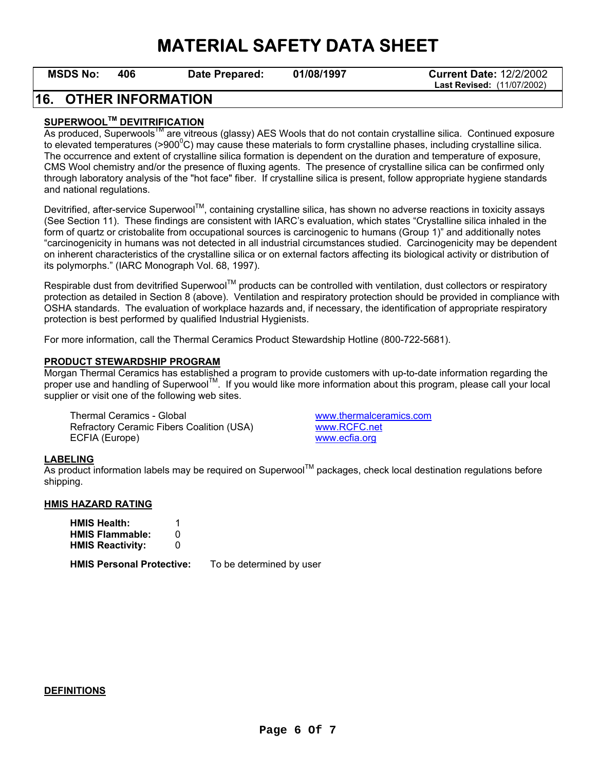# MATERIAL SAFETY DATA SHEET

| MSDS No: | 406 | Date Prepared: | 01/08/1997 | Current Date: 12/2/2002 Last Revised: (11/07/2002) |
|---|---|---|---|---|

## 16. OTHER INFORMATION

**SUPERWOOL™ DEVITRIFICATION**

As produced, Superwools™ are vitreous (glassy) AES Wools that do not contain crystalline silica. Continued exposure to elevated temperatures (>900°C) may cause these materials to form crystalline phases, including crystalline silica. The occurrence and extent of crystalline silica formation is dependent on the duration and temperature of exposure, CMS Wool chemistry and/or the presence of fluxing agents. The presence of crystalline silica can be confirmed only through laboratory analysis of the "hot face" fiber. If crystalline silica is present, follow appropriate hygiene standards and national regulations.

Devitrified, after-service Superwool™, containing crystalline silica, has shown no adverse reactions in toxicity assays (See Section 11). These findings are consistent with IARC's evaluation, which states "Crystalline silica inhaled in the form of quartz or cristobalite from occupational sources is carcinogenic to humans (Group 1)" and additionally notes "carcinogenicity in humans was not detected in all industrial circumstances studied. Carcinogenicity may be dependent on inherent characteristics of the crystalline silica or on external factors affecting its biological activity or distribution of its polymorphs." (IARC Monograph Vol. 68, 1997).

Respirable dust from devitrified Superwool™ products can be controlled with ventilation, dust collectors or respiratory protection as detailed in Section 8 (above). Ventilation and respiratory protection should be provided in compliance with OSHA standards. The evaluation of workplace hazards and, if necessary, the identification of appropriate respiratory protection is best performed by qualified Industrial Hygienists.

For more information, call the Thermal Ceramics Product Stewardship Hotline (800-722-5681).

**PRODUCT STEWARDSHIP PROGRAM**

Morgan Thermal Ceramics has established a program to provide customers with up-to-date information regarding the proper use and handling of Superwool™. If you would like more information about this program, please call your local supplier or visit one of the following web sites.

| | |
|---|---|
| Thermal Ceramics - Global | www.thermalceramics.com |
| Refractory Ceramic Fibers Coalition (USA) | www.RCFC.net |
| ECFIA (Europe) | www.ecfia.org |

**LABELING**

As product information labels may be required on Superwool™ packages, check local destination regulations before shipping.

**HMIS HAZARD RATING**

**HMIS Health:** 1
**HMIS Flammable:** 0
**HMIS Reactivity:** 0

**HMIS Personal Protective:** To be determined by user

**DEFINITIONS**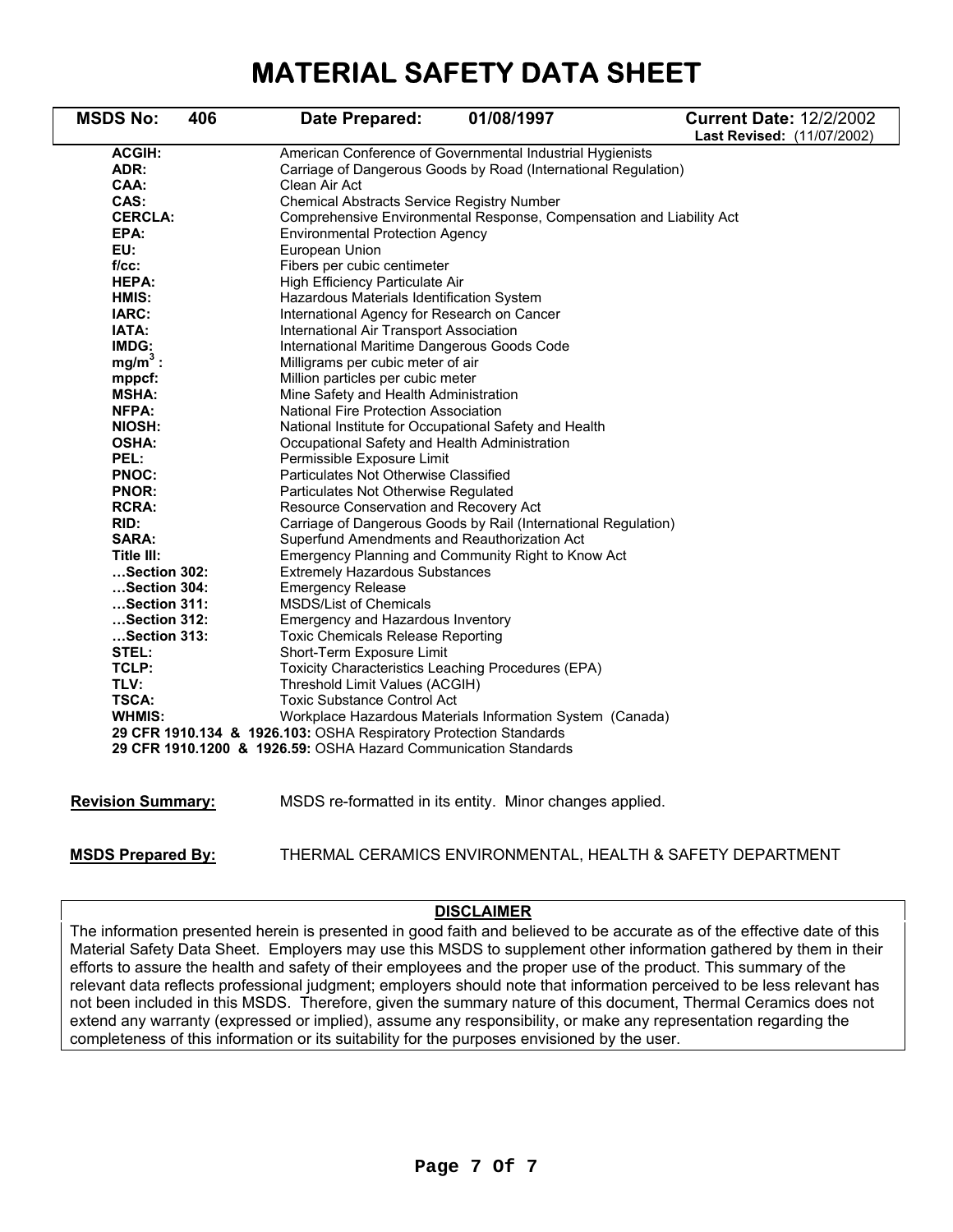# MATERIAL SAFETY DATA SHEET

| MSDS No: 406 | Date Prepared: 01/08/1997 | Current Date: 12/2/2002 Last Revised: (11/07/2002) |
|---|---|---|

| | |
|---|---|
| **ACGIH:** | American Conference of Governmental Industrial Hygienists |
| **ADR:** | Carriage of Dangerous Goods by Road (International Regulation) |
| **CAA:** | Clean Air Act |
| **CAS:** | Chemical Abstracts Service Registry Number |
| **CERCLA:** | Comprehensive Environmental Response, Compensation and Liability Act |
| **EPA:** | Environmental Protection Agency |
| **EU:** | European Union |
| **f/cc:** | Fibers per cubic centimeter |
| **HEPA:** | High Efficiency Particulate Air |
| **HMIS:** | Hazardous Materials Identification System |
| **IARC:** | International Agency for Research on Cancer |
| **IATA:** | International Air Transport Association |
| **IMDG:** | International Maritime Dangerous Goods Code |
| **$mg/m^3$:** | Milligrams per cubic meter of air |
| **mppcf:** | Million particles per cubic meter |
| **MSHA:** | Mine Safety and Health Administration |
| **NFPA:** | National Fire Protection Association |
| **NIOSH:** | National Institute for Occupational Safety and Health |
| **OSHA:** | Occupational Safety and Health Administration |
| **PEL:** | Permissible Exposure Limit |
| **PNOC:** | Particulates Not Otherwise Classified |
| **PNOR:** | Particulates Not Otherwise Regulated |
| **RCRA:** | Resource Conservation and Recovery Act |
| **RID:** | Carriage of Dangerous Goods by Rail (International Regulation) |
| **SARA:** | Superfund Amendments and Reauthorization Act |
| **Title III:** | Emergency Planning and Community Right to Know Act |
| **…Section 302:** | Extremely Hazardous Substances |
| **…Section 304:** | Emergency Release |
| **…Section 311:** | MSDS/List of Chemicals |
| **…Section 312:** | Emergency and Hazardous Inventory |
| **…Section 313:** | Toxic Chemicals Release Reporting |
| **STEL:** | Short-Term Exposure Limit |
| **TCLP:** | Toxicity Characteristics Leaching Procedures (EPA) |
| **TLV:** | Threshold Limit Values (ACGIH) |
| **TSCA:** | Toxic Substance Control Act |
| **WHMIS:** | Workplace Hazardous Materials Information System (Canada) |

**29 CFR 1910.134 & 1926.103:** OSHA Respiratory Protection Standards
**29 CFR 1910.1200 & 1926.59:** OSHA Hazard Communication Standards

**Revision Summary:** MSDS re-formatted in its entity. Minor changes applied.

**MSDS Prepared By:** THERMAL CERAMICS ENVIRONMENTAL, HEALTH & SAFETY DEPARTMENT

**DISCLAIMER**

The information presented herein is presented in good faith and believed to be accurate as of the effective date of this Material Safety Data Sheet. Employers may use this MSDS to supplement other information gathered by them in their efforts to assure the health and safety of their employees and the proper use of the product. This summary of the relevant data reflects professional judgment; employers should note that information perceived to be less relevant has not been included in this MSDS. Therefore, given the summary nature of this document, Thermal Ceramics does not extend any warranty (expressed or implied), assume any responsibility, or make any representation regarding the completeness of this information or its suitability for the purposes envisioned by the user.